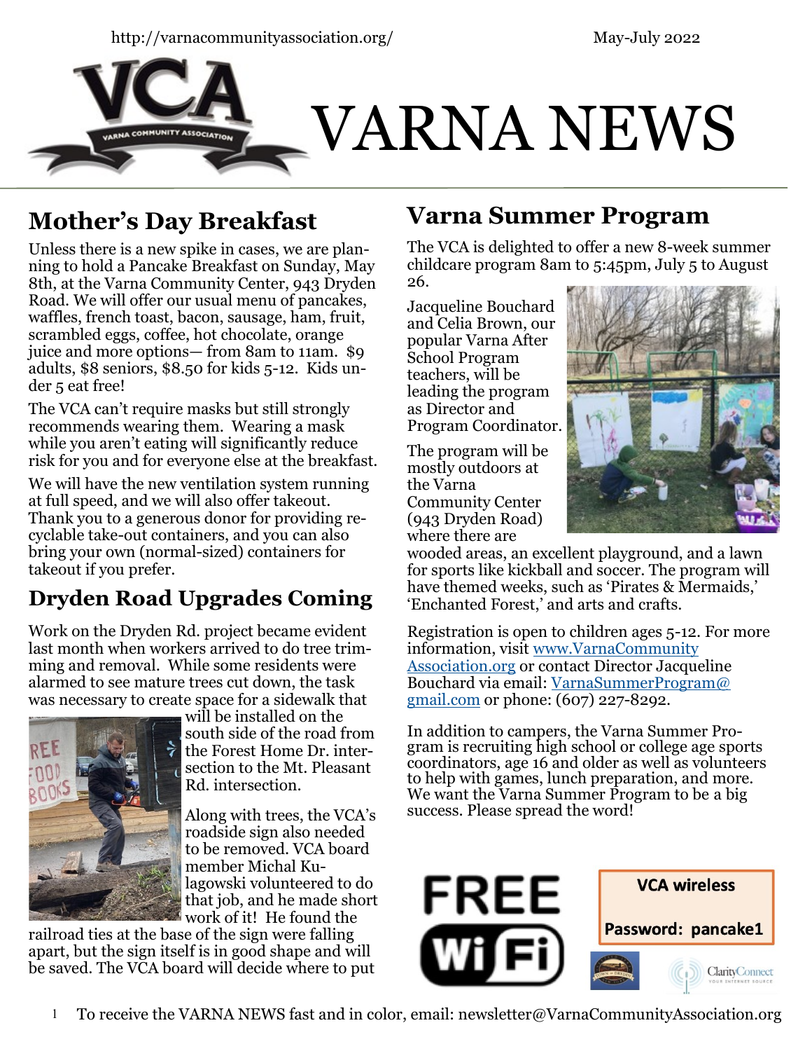http://varnacommunityassociation.org/ May-July 2022

# VARNA NEWS

## Mother's Day Breakfast

Unless there is a new spike in cases, we are planning to hold a Pancake Breakfast on Sunday, May 8th, at the Varna Community Center, 943 Dryden Road. We will offer our usual menu of pancakes, waffles, french toast, bacon, sausage, ham, fruit, scrambled eggs, coffee, hot chocolate, orange juice and more options— from 8am to 11am. $9 adults, $8 seniors, $8.50 for kids 5-12. Kids under 5 eat free!

The VCA can't require masks but still strongly recommends wearing them. Wearing a mask while you aren't eating will significantly reduce risk for you and for everyone else at the breakfast.

We will have the new ventilation system running at full speed, and we will also offer takeout. Thank you to a generous donor for providing recyclable take-out containers, and you can also bring your own (normal-sized) containers for takeout if you prefer.

## Dryden Road Upgrades Coming

Work on the Dryden Rd. project became evident last month when workers arrived to do tree trimming and removal. While some residents were alarmed to see mature trees cut down, the task was necessary to create space for a sidewalk that will be installed on the south side of the road from the Forest Home Dr. intersection to the Mt. Pleasant Rd. intersection.

Along with trees, the VCA's roadside sign also needed to be removed. VCA board member Michal Kulagowski volunteered to do that job, and he made short work of it! He found the railroad ties at the base of the sign were falling apart, but the sign itself is in good shape and will be saved. The VCA board will decide where to put

## Varna Summer Program

The VCA is delighted to offer a new 8-week summer childcare program 8am to 5:45pm, July 5 to August 26.

Jacqueline Bouchard and Celia Brown, our popular Varna After School Program teachers, will be leading the program as Director and Program Coordinator.

The program will be mostly outdoors at the Varna Community Center (943 Dryden Road) where there are wooded areas, an excellent playground, and a lawn for sports like kickball and soccer. The program will have themed weeks, such as 'Pirates & Mermaids,' 'Enchanted Forest,' and arts and crafts.

Registration is open to children ages 5-12. For more information, visit www.VarnaCommunityAssociation.org or contact Director Jacqueline Bouchard via email: VarnaSummerProgram@gmail.com or phone: (607) 227-8292.

In addition to campers, the Varna Summer Program is recruiting high school or college age sports coordinators, age 16 and older as well as volunteers to help with games, lunch preparation, and more. We want the Varna Summer Program to be a big success. Please spread the word!

FREE WiFi

**VCA wireless**

**Password: pancake1**

To receive the VARNA NEWS fast and in color, email: newsletter@VarnaCommunityAssociation.org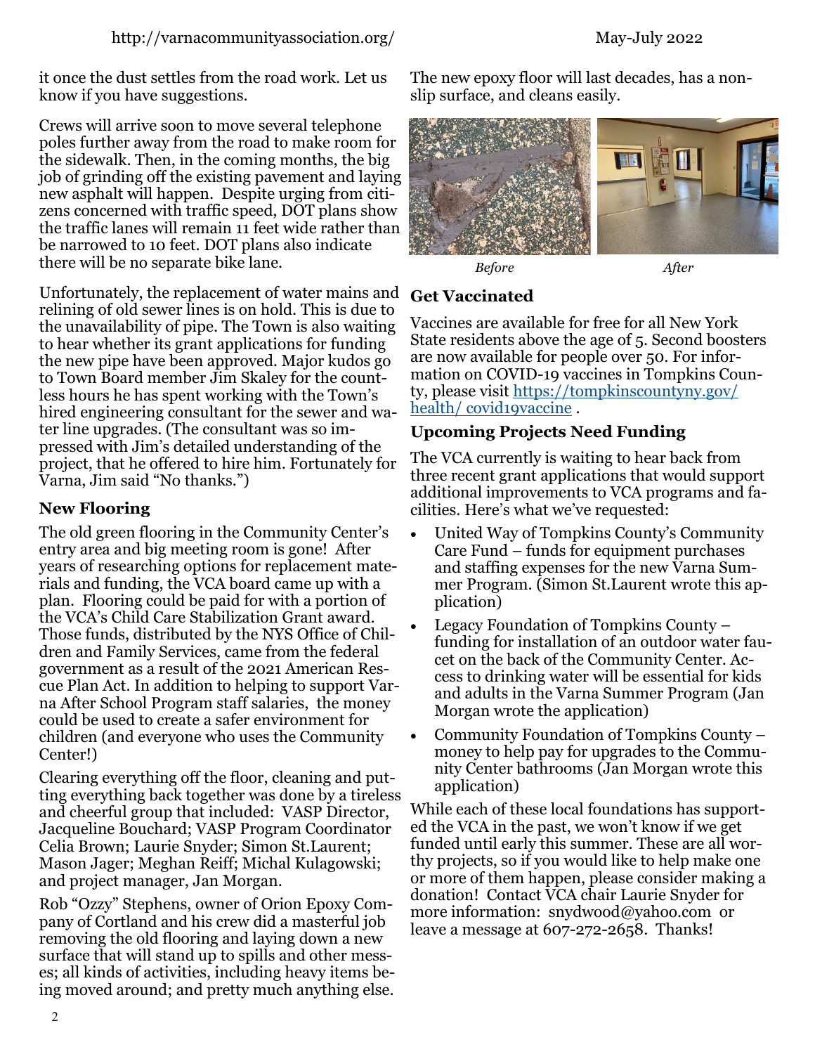it once the dust settles from the road work. Let us know if you have suggestions.

Crews will arrive soon to move several telephone poles further away from the road to make room for the sidewalk. Then, in the coming months, the big job of grinding off the existing pavement and laying new asphalt will happen. Despite urging from citizens concerned with traffic speed, DOT plans show the traffic lanes will remain 11 feet wide rather than be narrowed to 10 feet. DOT plans also indicate there will be no separate bike lane.

Unfortunately, the replacement of water mains and relining of old sewer lines is on hold. This is due to the unavailability of pipe. The Town is also waiting to hear whether its grant applications for funding the new pipe have been approved. Major kudos go to Town Board member Jim Skaley for the countless hours he has spent working with the Town's hired engineering consultant for the sewer and water line upgrades. (The consultant was so impressed with Jim's detailed understanding of the project, that he offered to hire him. Fortunately for Varna, Jim said "No thanks.")

## New Flooring

The old green flooring in the Community Center's entry area and big meeting room is gone! After years of researching options for replacement materials and funding, the VCA board came up with a plan. Flooring could be paid for with a portion of the VCA's Child Care Stabilization Grant award. Those funds, distributed by the NYS Office of Children and Family Services, came from the federal government as a result of the 2021 American Rescue Plan Act. In addition to helping to support Varna After School Program staff salaries, the money could be used to create a safer environment for children (and everyone who uses the Community Center!)

Clearing everything off the floor, cleaning and putting everything back together was done by a tireless and cheerful group that included: VASP Director, Jacqueline Bouchard; VASP Program Coordinator Celia Brown; Laurie Snyder; Simon St.Laurent; Mason Jager; Meghan Reiff; Michal Kulagowski; and project manager, Jan Morgan.

Rob "Ozzy" Stephens, owner of Orion Epoxy Company of Cortland and his crew did a masterful job removing the old flooring and laying down a new surface that will stand up to spills and other messes; all kinds of activities, including heavy items being moved around; and pretty much anything else. The new epoxy floor will last decades, has a non-slip surface, and cleans easily.

*Before* *After*

## Get Vaccinated

Vaccines are available for free for all New York State residents above the age of 5. Second boosters are now available for people over 50. For information on COVID-19 vaccines in Tompkins County, please visit [https://tompkinscountyny.gov/health/ covid19vaccine](https://tompkinscountyny.gov/health/covid19vaccine) .

## Upcoming Projects Need Funding

The VCA currently is waiting to hear back from three recent grant applications that would support additional improvements to VCA programs and facilities. Here's what we've requested:

- United Way of Tompkins County's Community Care Fund – funds for equipment purchases and staffing expenses for the new Varna Summer Program. (Simon St.Laurent wrote this application)
- Legacy Foundation of Tompkins County – funding for installation of an outdoor water faucet on the back of the Community Center. Access to drinking water will be essential for kids and adults in the Varna Summer Program (Jan Morgan wrote the application)
- Community Foundation of Tompkins County – money to help pay for upgrades to the Community Center bathrooms (Jan Morgan wrote this application)

While each of these local foundations has supported the VCA in the past, we won't know if we get funded until early this summer. These are all worthy projects, so if you would like to help make one or more of them happen, please consider making a donation! Contact VCA chair Laurie Snyder for more information: snydwood@yahoo.com or leave a message at 607-272-2658. Thanks!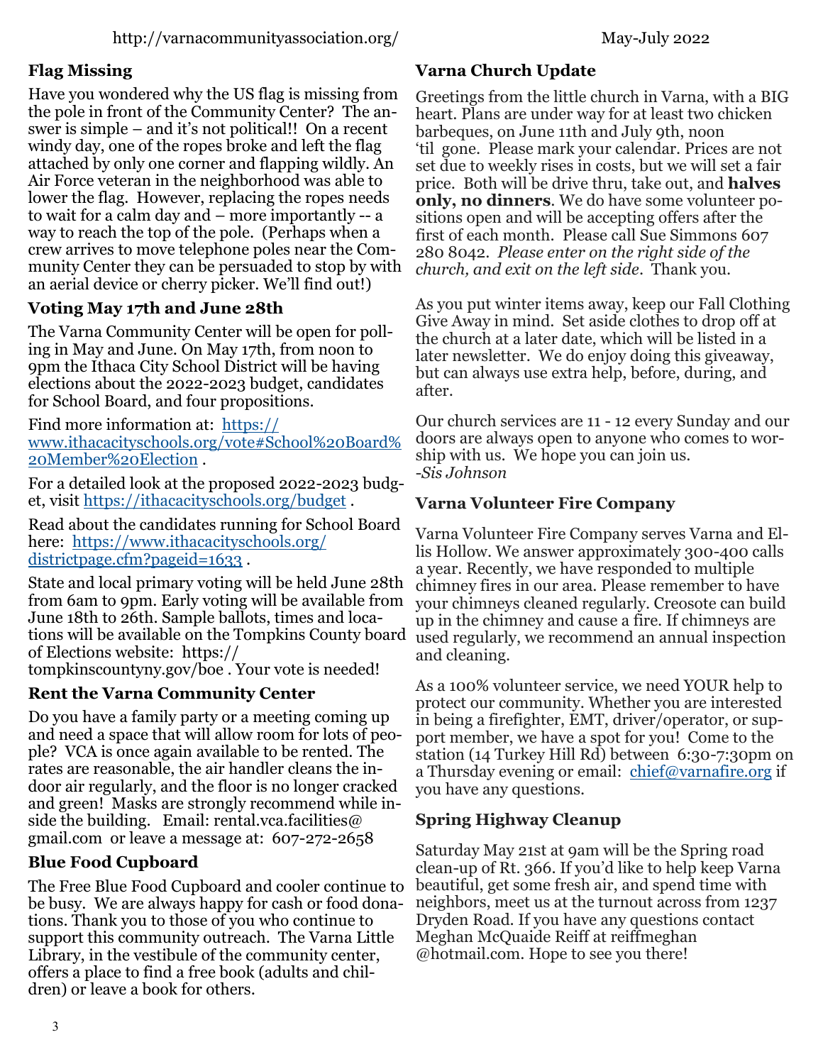## Flag Missing

Have you wondered why the US flag is missing from the pole in front of the Community Center? The answer is simple – and it's not political!! On a recent windy day, one of the ropes broke and left the flag attached by only one corner and flapping wildly. An Air Force veteran in the neighborhood was able to lower the flag. However, replacing the ropes needs to wait for a calm day and – more importantly -- a way to reach the top of the pole. (Perhaps when a crew arrives to move telephone poles near the Community Center they can be persuaded to stop by with an aerial device or cherry picker. We'll find out!)

## Voting May 17th and June 28th

The Varna Community Center will be open for polling in May and June. On May 17th, from noon to 9pm the Ithaca City School District will be having elections about the 2022-2023 budget, candidates for School Board, and four propositions.

Find more information at: [https://www.ithacacityschools.org/vote#School%20Board%20Member%20Election](https://www.ithacacityschools.org/vote#School%20Board%20Member%20Election) .

For a detailed look at the proposed 2022-2023 budget, visit [https://ithacacityschools.org/budget](https://ithacacityschools.org/budget) .

Read about the candidates running for School Board here: [https://www.ithacacityschools.org/districtpage.cfm?pageid=1633](https://www.ithacacityschools.org/districtpage.cfm?pageid=1633) .

State and local primary voting will be held June 28th from 6am to 9pm. Early voting will be available from June 18th to 26th. Sample ballots, times and locations will be available on the Tompkins County board of Elections website: https://tompkinscountyny.gov/boe . Your vote is needed!

## Rent the Varna Community Center

Do you have a family party or a meeting coming up and need a space that will allow room for lots of people? VCA is once again available to be rented. The rates are reasonable, the air handler cleans the indoor air regularly, and the floor is no longer cracked and green! Masks are strongly recommend while inside the building. Email: rental.vca.facilities@gmail.com or leave a message at: 607-272-2658

## Blue Food Cupboard

The Free Blue Food Cupboard and cooler continue to be busy. We are always happy for cash or food donations. Thank you to those of you who continue to support this community outreach. The Varna Little Library, in the vestibule of the community center, offers a place to find a free book (adults and children) or leave a book for others.

## Varna Church Update

Greetings from the little church in Varna, with a BIG heart. Plans are under way for at least two chicken barbeques, on June 11th and July 9th, noon 'til gone. Please mark your calendar. Prices are not set due to weekly rises in costs, but we will set a fair price. Both will be drive thru, take out, and **halves only, no dinners**. We do have some volunteer positions open and will be accepting offers after the first of each month. Please call Sue Simmons 607 280 8042. *Please enter on the right side of the church, and exit on the left side*. Thank you.

As you put winter items away, keep our Fall Clothing Give Away in mind. Set aside clothes to drop off at the church at a later date, which will be listed in a later newsletter. We do enjoy doing this giveaway, but can always use extra help, before, during, and after.

Our church services are 11 - 12 every Sunday and our doors are always open to anyone who comes to worship with us. We hope you can join us.
*-Sis Johnson*

## Varna Volunteer Fire Company

Varna Volunteer Fire Company serves Varna and Ellis Hollow. We answer approximately 300-400 calls a year. Recently, we have responded to multiple chimney fires in our area. Please remember to have your chimneys cleaned regularly. Creosote can build up in the chimney and cause a fire. If chimneys are used regularly, we recommend an annual inspection and cleaning.

As a 100% volunteer service, we need YOUR help to protect our community. Whether you are interested in being a firefighter, EMT, driver/operator, or support member, we have a spot for you! Come to the station (14 Turkey Hill Rd) between 6:30-7:30pm on a Thursday evening or email: [chief@varnafire.org](mailto:chief@varnafire.org) if you have any questions.

## Spring Highway Cleanup

Saturday May 21st at 9am will be the Spring road clean-up of Rt. 366. If you'd like to help keep Varna beautiful, get some fresh air, and spend time with neighbors, meet us at the turnout across from 1237 Dryden Road. If you have any questions contact Meghan McQuaide Reiff at reiffmeghan@hotmail.com. Hope to see you there!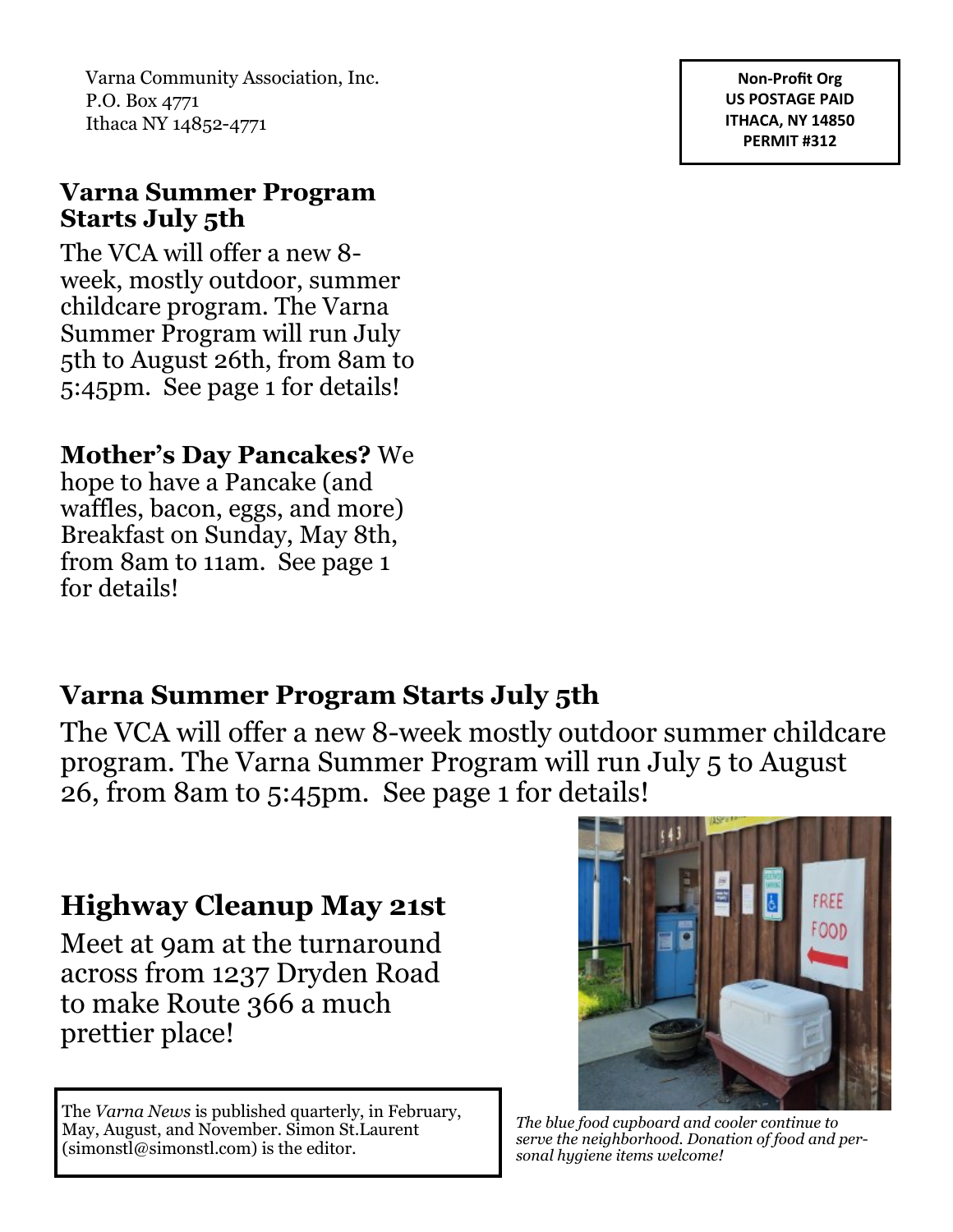Varna Community Association, Inc.
P.O. Box 4771
Ithaca NY 14852-4771

**Non-Profit Org**
**US POSTAGE PAID**
**ITHACA, NY 14850**
**PERMIT #312**

## Varna Summer Program Starts July 5th

The VCA will offer a new 8-week, mostly outdoor, summer childcare program. The Varna Summer Program will run July 5th to August 26th, from 8am to 5:45pm. See page 1 for details!

**Mother's Day Pancakes?** We hope to have a Pancake (and waffles, bacon, eggs, and more) Breakfast on Sunday, May 8th, from 8am to 11am. See page 1 for details!

## Varna Summer Program Starts July 5th

The VCA will offer a new 8-week mostly outdoor summer childcare program. The Varna Summer Program will run July 5 to August 26, from 8am to 5:45pm. See page 1 for details!

## Highway Cleanup May 21st

Meet at 9am at the turnaround across from 1237 Dryden Road to make Route 366 a much prettier place!

*The blue food cupboard and cooler continue to serve the neighborhood. Donation of food and personal hygiene items welcome!*

The *Varna News* is published quarterly, in February, May, August, and November. Simon St.Laurent (simonstl@simonstl.com) is the editor.